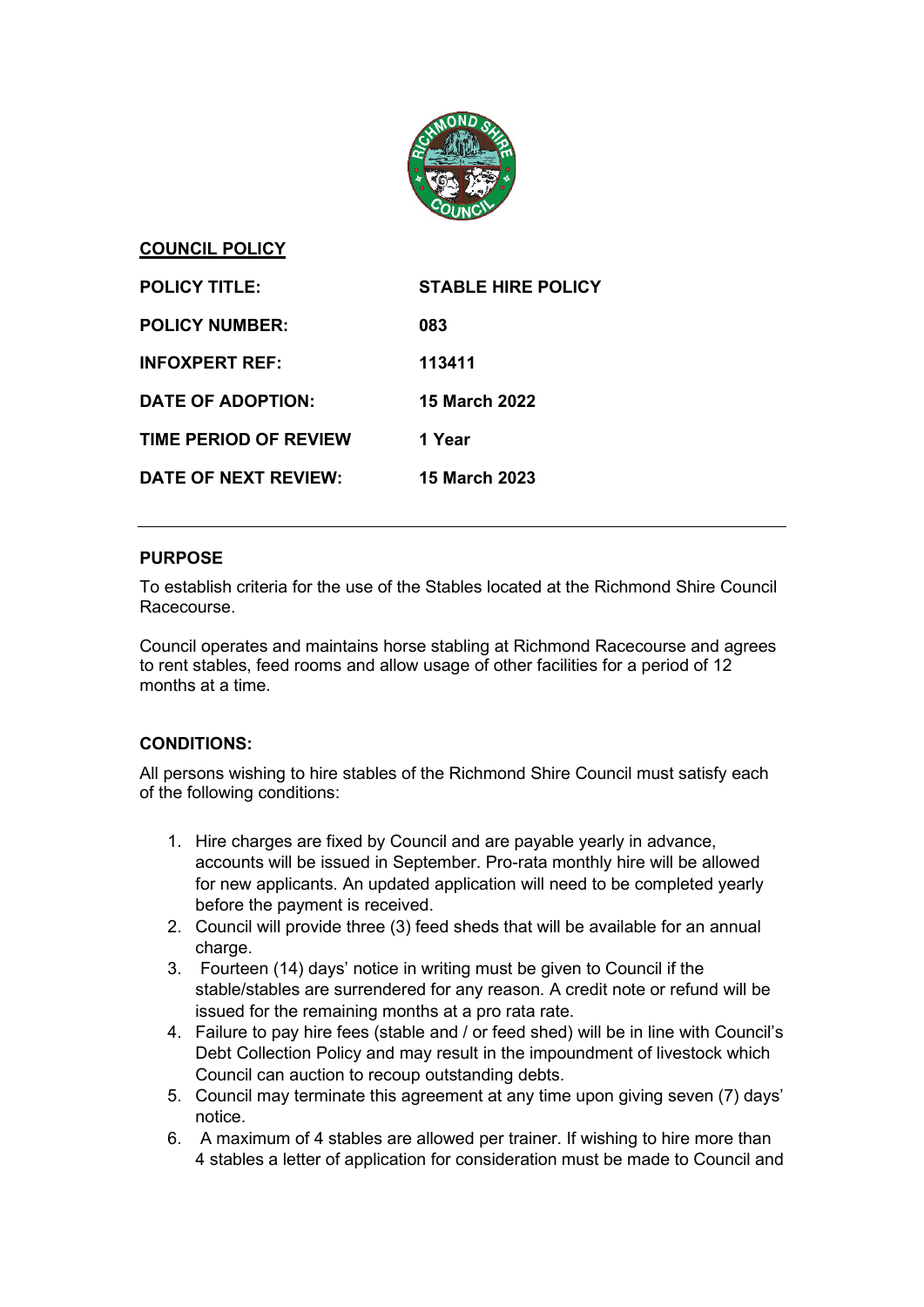**COUNCIL POLICY**

| | |
|---|---|
| **POLICY TITLE:** | **STABLE HIRE POLICY** |
| **POLICY NUMBER:** | **083** |
| **INFOXPERT REF:** | **113411** |
| **DATE OF ADOPTION:** | **15 March 2022** |
| **TIME PERIOD OF REVIEW** | **1 Year** |
| **DATE OF NEXT REVIEW:** | **15 March 2023** |

---

**PURPOSE**

To establish criteria for the use of the Stables located at the Richmond Shire Council Racecourse.

Council operates and maintains horse stabling at Richmond Racecourse and agrees to rent stables, feed rooms and allow usage of other facilities for a period of 12 months at a time.

**CONDITIONS:**

All persons wishing to hire stables of the Richmond Shire Council must satisfy each of the following conditions:

1. Hire charges are fixed by Council and are payable yearly in advance, accounts will be issued in September. Pro-rata monthly hire will be allowed for new applicants. An updated application will need to be completed yearly before the payment is received.
2. Council will provide three (3) feed sheds that will be available for an annual charge.
3. Fourteen (14) days' notice in writing must be given to Council if the stable/stables are surrendered for any reason. A credit note or refund will be issued for the remaining months at a pro rata rate.
4. Failure to pay hire fees (stable and / or feed shed) will be in line with Council's Debt Collection Policy and may result in the impoundment of livestock which Council can auction to recoup outstanding debts.
5. Council may terminate this agreement at any time upon giving seven (7) days' notice.
6. A maximum of 4 stables are allowed per trainer. If wishing to hire more than 4 stables a letter of application for consideration must be made to Council and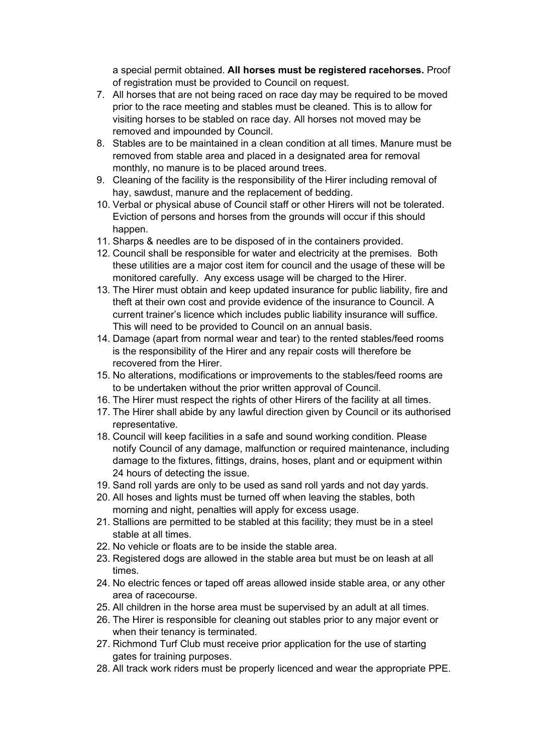a special permit obtained. **All horses must be registered racehorses.** Proof of registration must be provided to Council on request.

7. All horses that are not being raced on race day may be required to be moved prior to the race meeting and stables must be cleaned. This is to allow for visiting horses to be stabled on race day. All horses not moved may be removed and impounded by Council.
8. Stables are to be maintained in a clean condition at all times. Manure must be removed from stable area and placed in a designated area for removal monthly, no manure is to be placed around trees.
9. Cleaning of the facility is the responsibility of the Hirer including removal of hay, sawdust, manure and the replacement of bedding.
10. Verbal or physical abuse of Council staff or other Hirers will not be tolerated. Eviction of persons and horses from the grounds will occur if this should happen.
11. Sharps & needles are to be disposed of in the containers provided.
12. Council shall be responsible for water and electricity at the premises. Both these utilities are a major cost item for council and the usage of these will be monitored carefully. Any excess usage will be charged to the Hirer.
13. The Hirer must obtain and keep updated insurance for public liability, fire and theft at their own cost and provide evidence of the insurance to Council. A current trainer's licence which includes public liability insurance will suffice. This will need to be provided to Council on an annual basis.
14. Damage (apart from normal wear and tear) to the rented stables/feed rooms is the responsibility of the Hirer and any repair costs will therefore be recovered from the Hirer.
15. No alterations, modifications or improvements to the stables/feed rooms are to be undertaken without the prior written approval of Council.
16. The Hirer must respect the rights of other Hirers of the facility at all times.
17. The Hirer shall abide by any lawful direction given by Council or its authorised representative.
18. Council will keep facilities in a safe and sound working condition. Please notify Council of any damage, malfunction or required maintenance, including damage to the fixtures, fittings, drains, hoses, plant and or equipment within 24 hours of detecting the issue.
19. Sand roll yards are only to be used as sand roll yards and not day yards.
20. All hoses and lights must be turned off when leaving the stables, both morning and night, penalties will apply for excess usage.
21. Stallions are permitted to be stabled at this facility; they must be in a steel stable at all times.
22. No vehicle or floats are to be inside the stable area.
23. Registered dogs are allowed in the stable area but must be on leash at all times.
24. No electric fences or taped off areas allowed inside stable area, or any other area of racecourse.
25. All children in the horse area must be supervised by an adult at all times.
26. The Hirer is responsible for cleaning out stables prior to any major event or when their tenancy is terminated.
27. Richmond Turf Club must receive prior application for the use of starting gates for training purposes.
28. All track work riders must be properly licenced and wear the appropriate PPE.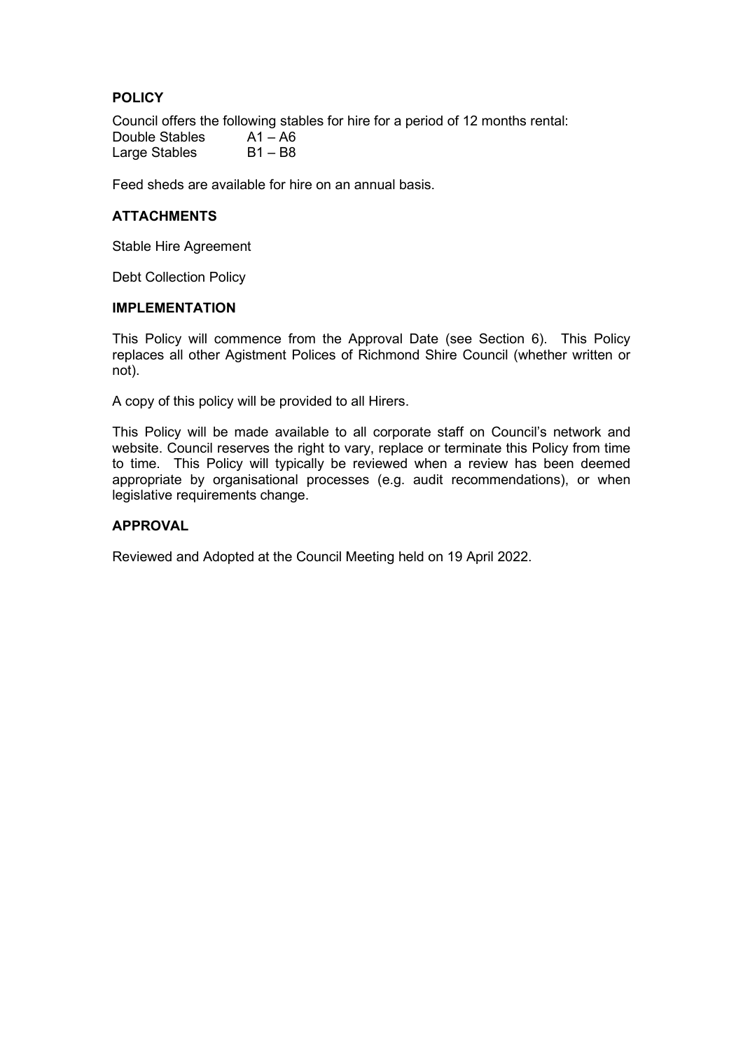## POLICY

Council offers the following stables for hire for a period of 12 months rental:

| | |
|---|---|
| Double Stables | A1 – A6 |
| Large Stables | B1 – B8 |

Feed sheds are available for hire on an annual basis.

## ATTACHMENTS

Stable Hire Agreement

Debt Collection Policy

## IMPLEMENTATION

This Policy will commence from the Approval Date (see Section 6). This Policy replaces all other Agistment Polices of Richmond Shire Council (whether written or not).

A copy of this policy will be provided to all Hirers.

This Policy will be made available to all corporate staff on Council's network and website. Council reserves the right to vary, replace or terminate this Policy from time to time. This Policy will typically be reviewed when a review has been deemed appropriate by organisational processes (e.g. audit recommendations), or when legislative requirements change.

## APPROVAL

Reviewed and Adopted at the Council Meeting held on 19 April 2022.